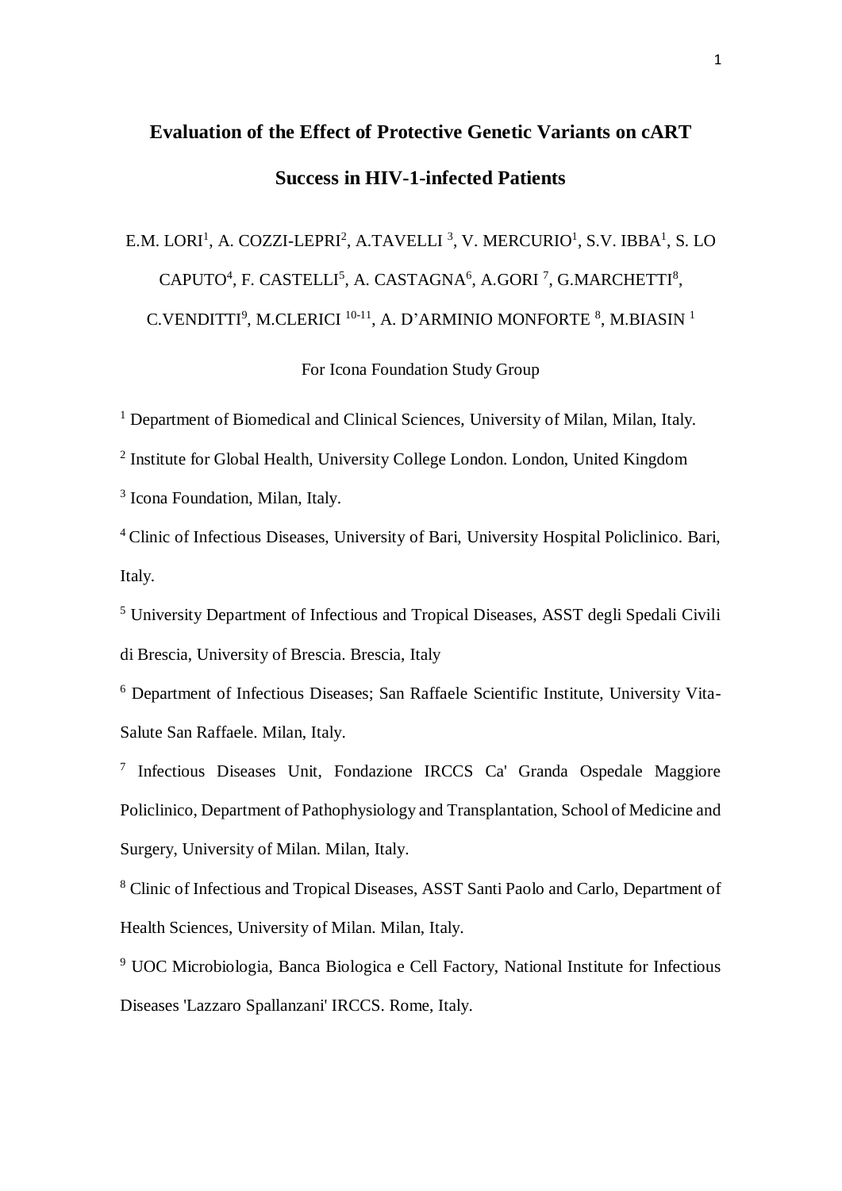# Evaluation of the Effect of Protective Genetic Variants on cART Success in HIV-1-infected Patients

E.M. LORI[1], A. COZZI-LEPRI[2], A.TAVELLI [3], V. MERCURIO[1], S.V. IBBA[1], S. LO CAPUTO[4], F. CASTELLI[5], A. CASTAGNA[6], A.GORI [7], G.MARCHETTI[8], C.VENDITTI[9], M.CLERICI [10-11], A. D'ARMINIO MONFORTE [8], M.BIASIN [1]

For Icona Foundation Study Group

[1] Department of Biomedical and Clinical Sciences, University of Milan, Milan, Italy.

[2] Institute for Global Health, University College London. London, United Kingdom

[3] Icona Foundation, Milan, Italy.

[4] Clinic of Infectious Diseases, University of Bari, University Hospital Policlinico. Bari, Italy.

[5] University Department of Infectious and Tropical Diseases, ASST degli Spedali Civili di Brescia, University of Brescia. Brescia, Italy

[6] Department of Infectious Diseases; San Raffaele Scientific Institute, University Vita-Salute San Raffaele. Milan, Italy.

[7] Infectious Diseases Unit, Fondazione IRCCS Ca' Granda Ospedale Maggiore Policlinico, Department of Pathophysiology and Transplantation, School of Medicine and Surgery, University of Milan. Milan, Italy.

[8] Clinic of Infectious and Tropical Diseases, ASST Santi Paolo and Carlo, Department of Health Sciences, University of Milan. Milan, Italy.

[9] UOC Microbiologia, Banca Biologica e Cell Factory, National Institute for Infectious Diseases 'Lazzaro Spallanzani' IRCCS. Rome, Italy.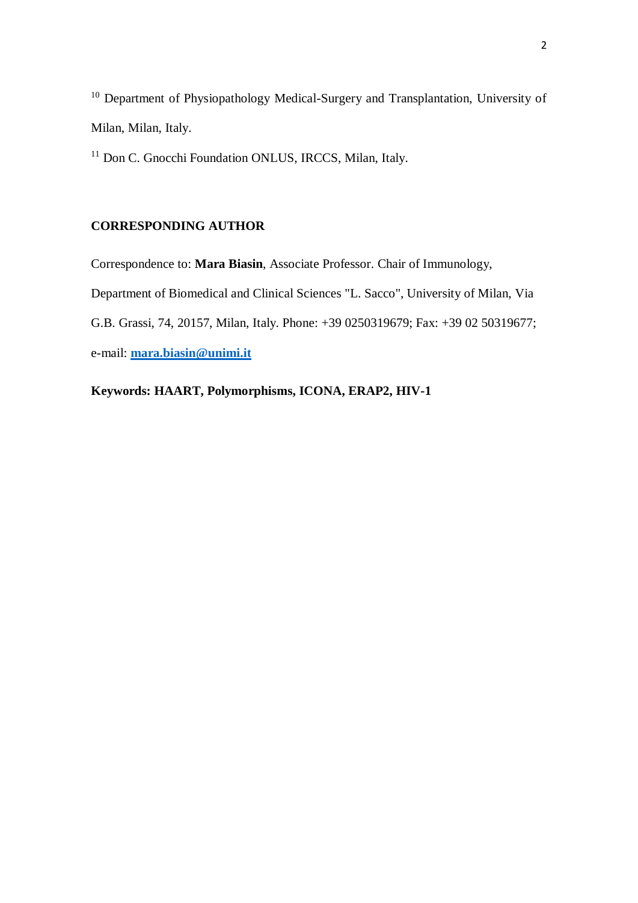[10] Department of Physiopathology Medical-Surgery and Transplantation, University of Milan, Milan, Italy.

[11] Don C. Gnocchi Foundation ONLUS, IRCCS, Milan, Italy.

**CORRESPONDING AUTHOR**

Correspondence to: **Mara Biasin**, Associate Professor. Chair of Immunology, Department of Biomedical and Clinical Sciences "L. Sacco", University of Milan, Via G.B. Grassi, 74, 20157, Milan, Italy. Phone: +39 0250319679; Fax: +39 02 50319677; e-mail: **mara.biasin@unimi.it**

**Keywords: HAART, Polymorphisms, ICONA, ERAP2, HIV-1**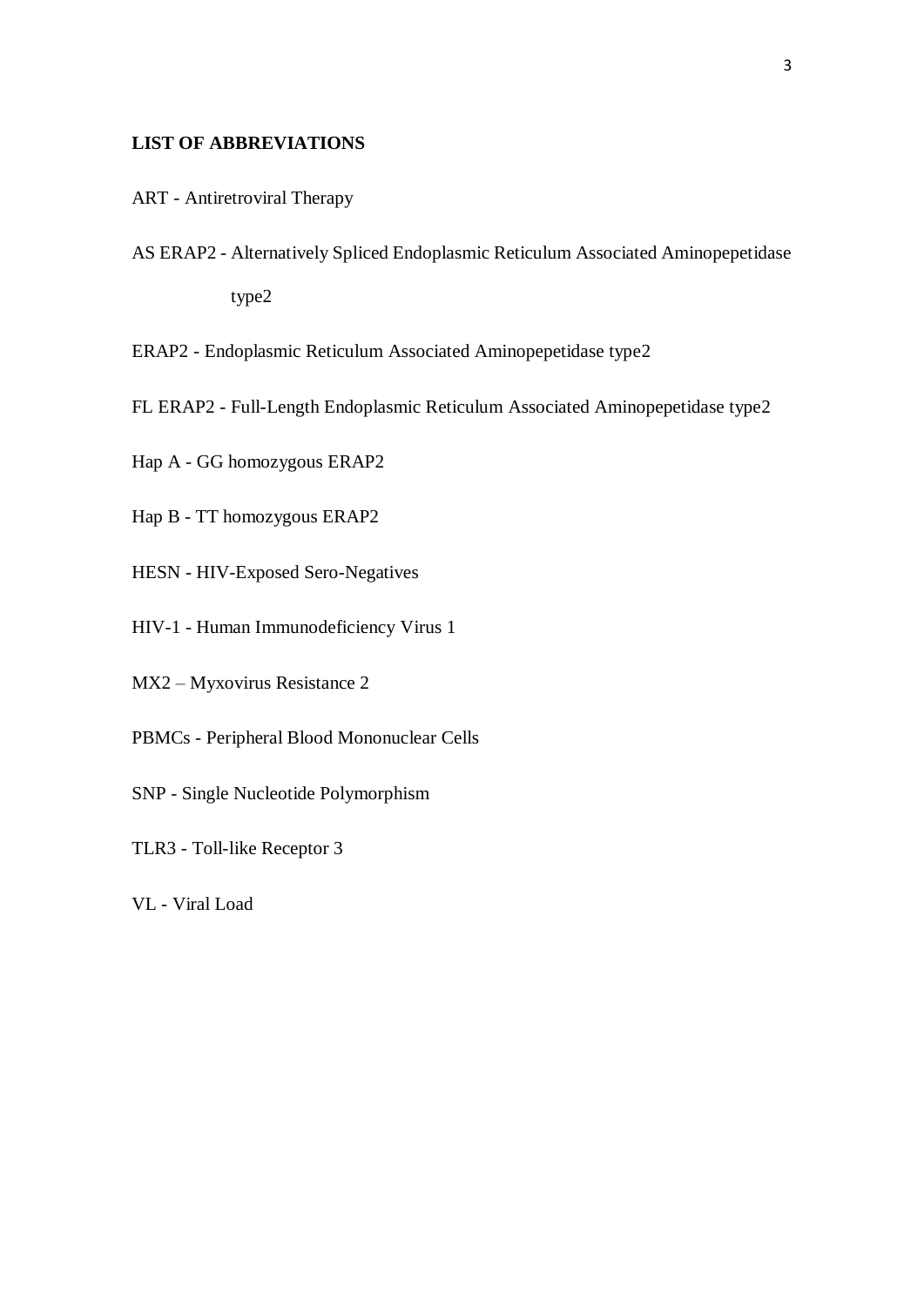**LIST OF ABBREVIATIONS**

ART - Antiretroviral Therapy

AS ERAP2 - Alternatively Spliced Endoplasmic Reticulum Associated Aminopepetidase type2

ERAP2 - Endoplasmic Reticulum Associated Aminopepetidase type2

FL ERAP2 - Full-Length Endoplasmic Reticulum Associated Aminopepetidase type2

Hap A - GG homozygous ERAP2

Hap B - TT homozygous ERAP2

HESN - HIV-Exposed Sero-Negatives

HIV-1 - Human Immunodeficiency Virus 1

MX2 – Myxovirus Resistance 2

PBMCs - Peripheral Blood Mononuclear Cells

SNP - Single Nucleotide Polymorphism

TLR3 - Toll-like Receptor 3

VL - Viral Load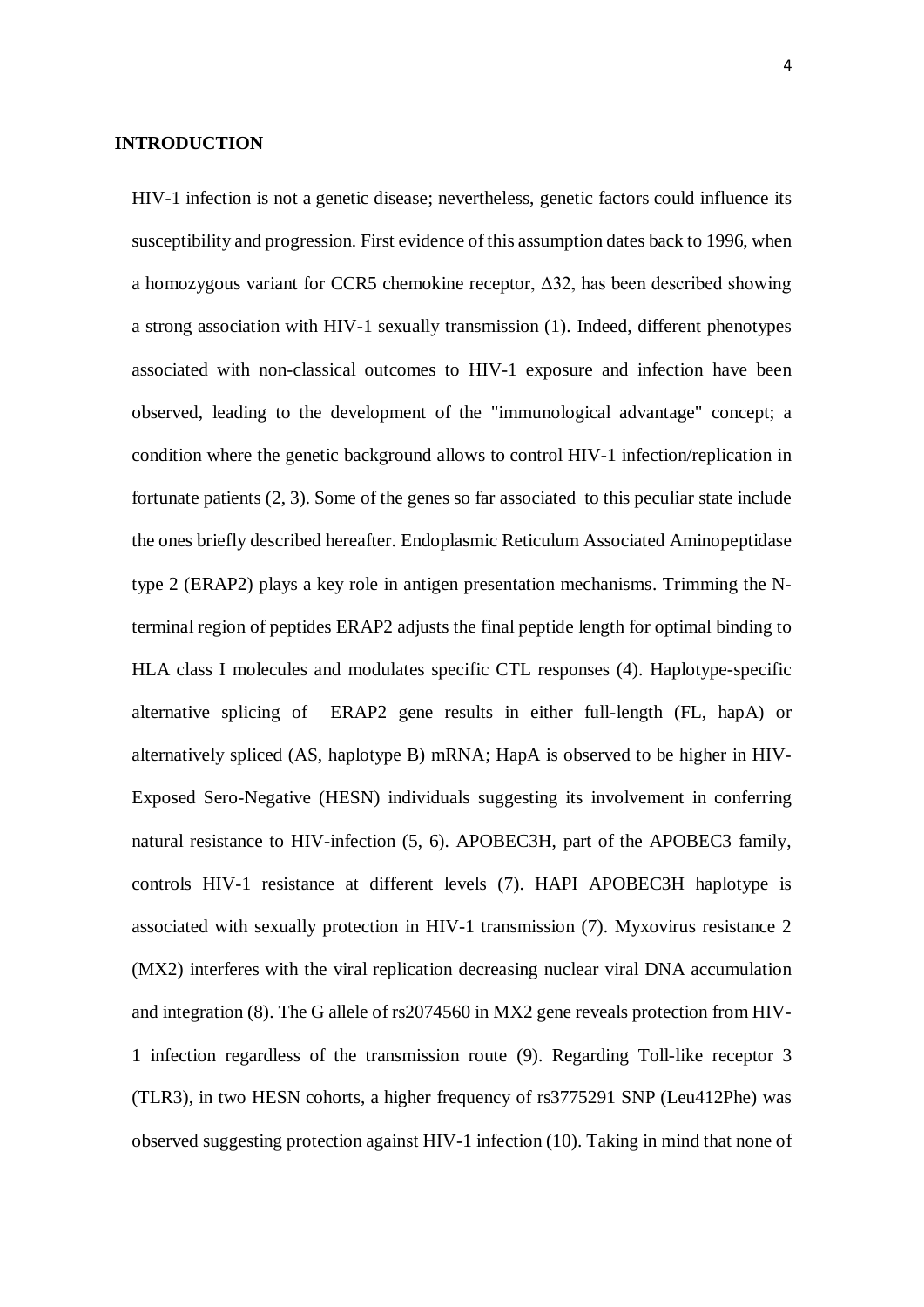## INTRODUCTION

HIV-1 infection is not a genetic disease; nevertheless, genetic factors could influence its susceptibility and progression. First evidence of this assumption dates back to 1996, when a homozygous variant for CCR5 chemokine receptor, Δ32, has been described showing a strong association with HIV-1 sexually transmission (1). Indeed, different phenotypes associated with non-classical outcomes to HIV-1 exposure and infection have been observed, leading to the development of the "immunological advantage" concept; a condition where the genetic background allows to control HIV-1 infection/replication in fortunate patients (2, 3). Some of the genes so far associated to this peculiar state include the ones briefly described hereafter. Endoplasmic Reticulum Associated Aminopeptidase type 2 (ERAP2) plays a key role in antigen presentation mechanisms. Trimming the N-terminal region of peptides ERAP2 adjusts the final peptide length for optimal binding to HLA class I molecules and modulates specific CTL responses (4). Haplotype-specific alternative splicing of ERAP2 gene results in either full-length (FL, hapA) or alternatively spliced (AS, haplotype B) mRNA; HapA is observed to be higher in HIV-Exposed Sero-Negative (HESN) individuals suggesting its involvement in conferring natural resistance to HIV-infection (5, 6). APOBEC3H, part of the APOBEC3 family, controls HIV-1 resistance at different levels (7). HAPI APOBEC3H haplotype is associated with sexually protection in HIV-1 transmission (7). Myxovirus resistance 2 (MX2) interferes with the viral replication decreasing nuclear viral DNA accumulation and integration (8). The G allele of rs2074560 in MX2 gene reveals protection from HIV-1 infection regardless of the transmission route (9). Regarding Toll-like receptor 3 (TLR3), in two HESN cohorts, a higher frequency of rs3775291 SNP (Leu412Phe) was observed suggesting protection against HIV-1 infection (10). Taking in mind that none of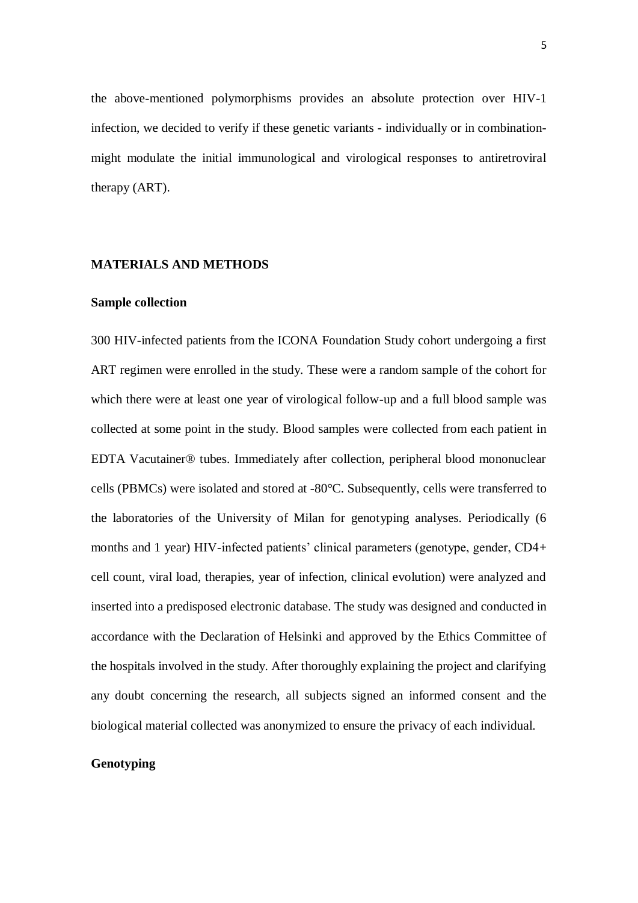the above-mentioned polymorphisms provides an absolute protection over HIV-1 infection, we decided to verify if these genetic variants - individually or in combination- might modulate the initial immunological and virological responses to antiretroviral therapy (ART).

## MATERIALS AND METHODS

### Sample collection

300 HIV-infected patients from the ICONA Foundation Study cohort undergoing a first ART regimen were enrolled in the study. These were a random sample of the cohort for which there were at least one year of virological follow-up and a full blood sample was collected at some point in the study. Blood samples were collected from each patient in EDTA Vacutainer® tubes. Immediately after collection, peripheral blood mononuclear cells (PBMCs) were isolated and stored at -80°C. Subsequently, cells were transferred to the laboratories of the University of Milan for genotyping analyses. Periodically (6 months and 1 year) HIV-infected patients' clinical parameters (genotype, gender, CD4+ cell count, viral load, therapies, year of infection, clinical evolution) were analyzed and inserted into a predisposed electronic database. The study was designed and conducted in accordance with the Declaration of Helsinki and approved by the Ethics Committee of the hospitals involved in the study. After thoroughly explaining the project and clarifying any doubt concerning the research, all subjects signed an informed consent and the biological material collected was anonymized to ensure the privacy of each individual.

### Genotyping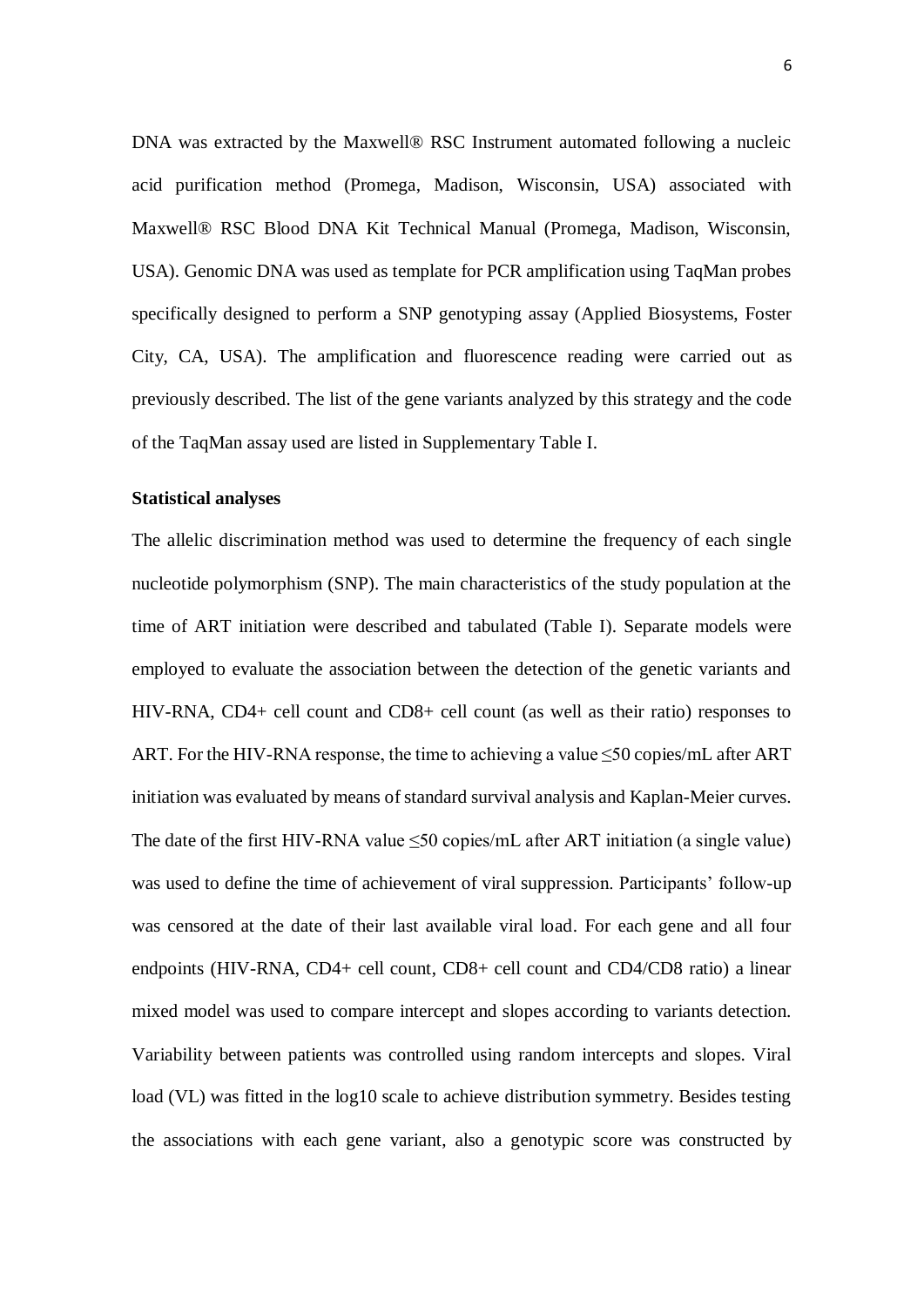DNA was extracted by the Maxwell® RSC Instrument automated following a nucleic acid purification method (Promega, Madison, Wisconsin, USA) associated with Maxwell® RSC Blood DNA Kit Technical Manual (Promega, Madison, Wisconsin, USA). Genomic DNA was used as template for PCR amplification using TaqMan probes specifically designed to perform a SNP genotyping assay (Applied Biosystems, Foster City, CA, USA). The amplification and fluorescence reading were carried out as previously described. The list of the gene variants analyzed by this strategy and the code of the TaqMan assay used are listed in Supplementary Table I.

**Statistical analyses**

The allelic discrimination method was used to determine the frequency of each single nucleotide polymorphism (SNP). The main characteristics of the study population at the time of ART initiation were described and tabulated (Table I). Separate models were employed to evaluate the association between the detection of the genetic variants and HIV-RNA, CD4+ cell count and CD8+ cell count (as well as their ratio) responses to ART. For the HIV-RNA response, the time to achieving a value ≤50 copies/mL after ART initiation was evaluated by means of standard survival analysis and Kaplan-Meier curves. The date of the first HIV-RNA value ≤50 copies/mL after ART initiation (a single value) was used to define the time of achievement of viral suppression. Participants' follow-up was censored at the date of their last available viral load. For each gene and all four endpoints (HIV-RNA, CD4+ cell count, CD8+ cell count and CD4/CD8 ratio) a linear mixed model was used to compare intercept and slopes according to variants detection. Variability between patients was controlled using random intercepts and slopes. Viral load (VL) was fitted in the log10 scale to achieve distribution symmetry. Besides testing the associations with each gene variant, also a genotypic score was constructed by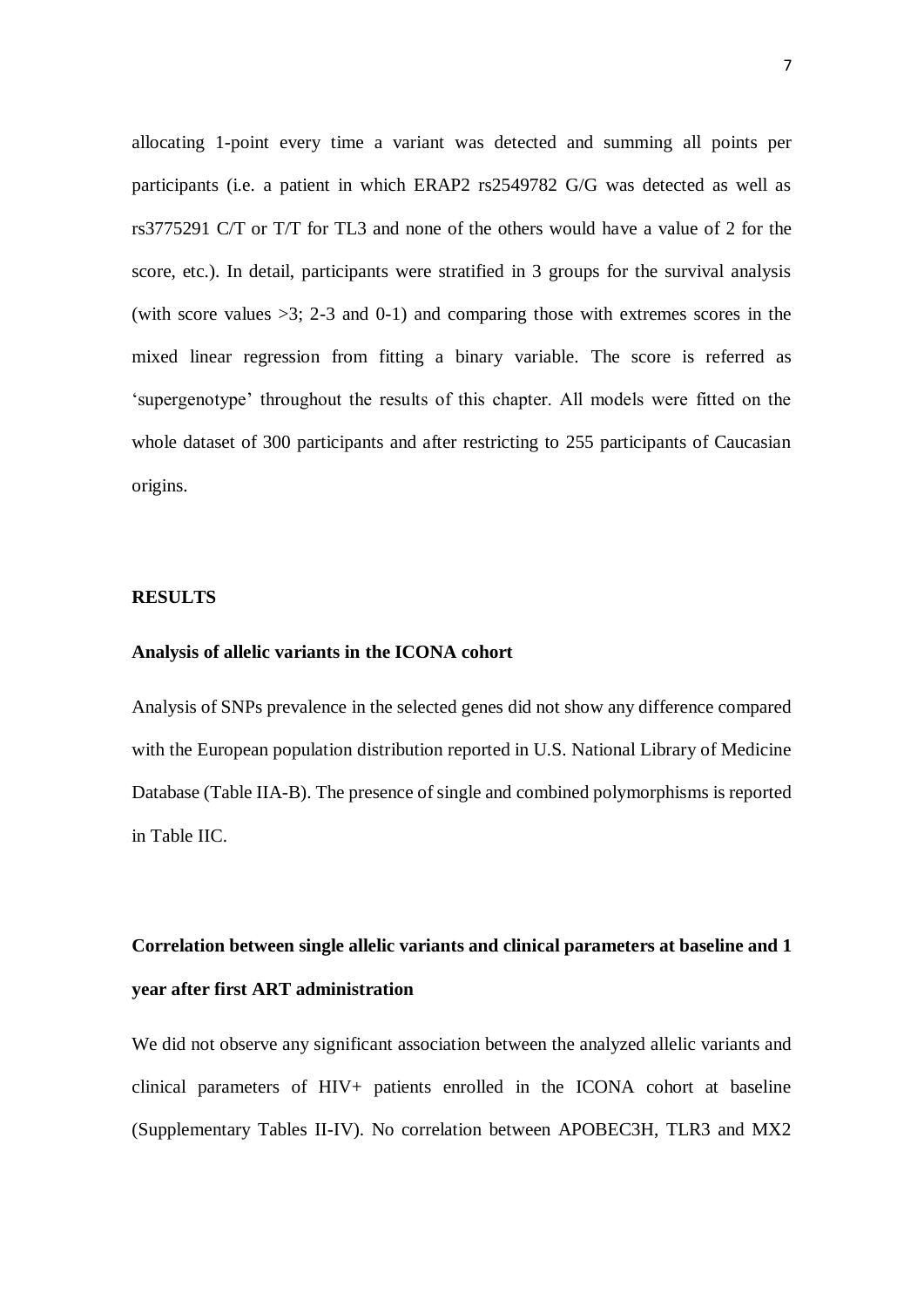allocating 1-point every time a variant was detected and summing all points per participants (i.e. a patient in which ERAP2 rs2549782 G/G was detected as well as rs3775291 C/T or T/T for TL3 and none of the others would have a value of 2 for the score, etc.). In detail, participants were stratified in 3 groups for the survival analysis (with score values >3; 2-3 and 0-1) and comparing those with extremes scores in the mixed linear regression from fitting a binary variable. The score is referred as 'supergenotype' throughout the results of this chapter. All models were fitted on the whole dataset of 300 participants and after restricting to 255 participants of Caucasian origins.

## RESULTS

### Analysis of allelic variants in the ICONA cohort

Analysis of SNPs prevalence in the selected genes did not show any difference compared with the European population distribution reported in U.S. National Library of Medicine Database (Table IIA-B). The presence of single and combined polymorphisms is reported in Table IIC.

### Correlation between single allelic variants and clinical parameters at baseline and 1 year after first ART administration

We did not observe any significant association between the analyzed allelic variants and clinical parameters of HIV+ patients enrolled in the ICONA cohort at baseline (Supplementary Tables II-IV). No correlation between APOBEC3H, TLR3 and MX2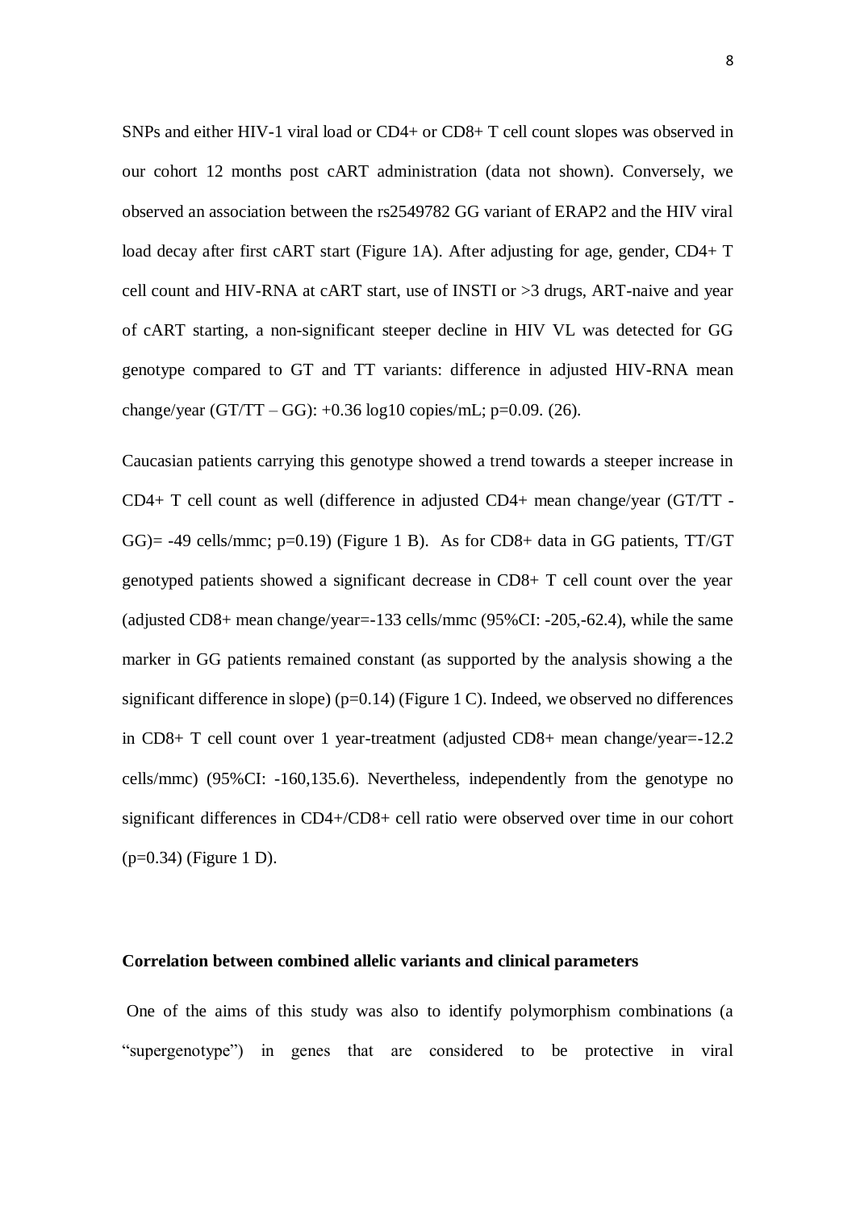SNPs and either HIV-1 viral load or CD4+ or CD8+ T cell count slopes was observed in our cohort 12 months post cART administration (data not shown). Conversely, we observed an association between the rs2549782 GG variant of ERAP2 and the HIV viral load decay after first cART start (Figure 1A). After adjusting for age, gender, CD4+ T cell count and HIV-RNA at cART start, use of INSTI or >3 drugs, ART-naive and year of cART starting, a non-significant steeper decline in HIV VL was detected for GG genotype compared to GT and TT variants: difference in adjusted HIV-RNA mean change/year (GT/TT – GG): +0.36 log10 copies/mL; p=0.09. (26).

Caucasian patients carrying this genotype showed a trend towards a steeper increase in CD4+ T cell count as well (difference in adjusted CD4+ mean change/year (GT/TT - GG)= -49 cells/mmc; p=0.19) (Figure 1 B). As for CD8+ data in GG patients, TT/GT genotyped patients showed a significant decrease in CD8+ T cell count over the year (adjusted CD8+ mean change/year=-133 cells/mmc (95%CI: -205,-62.4), while the same marker in GG patients remained constant (as supported by the analysis showing a the significant difference in slope) (p=0.14) (Figure 1 C). Indeed, we observed no differences in CD8+ T cell count over 1 year-treatment (adjusted CD8+ mean change/year=-12.2 cells/mmc) (95%CI: -160,135.6). Nevertheless, independently from the genotype no significant differences in CD4+/CD8+ cell ratio were observed over time in our cohort (p=0.34) (Figure 1 D).

**Correlation between combined allelic variants and clinical parameters**

One of the aims of this study was also to identify polymorphism combinations (a "supergenotype") in genes that are considered to be protective in viral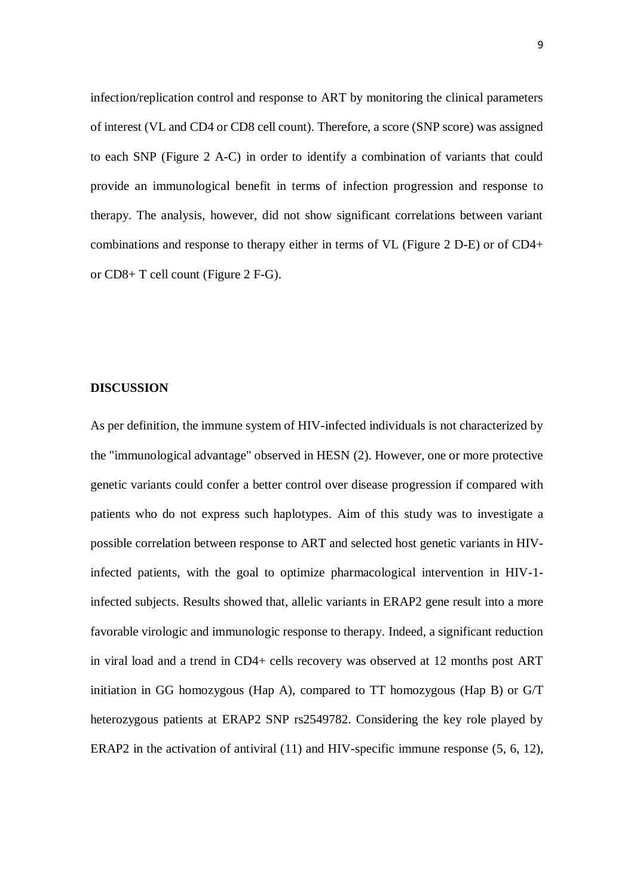infection/replication control and response to ART by monitoring the clinical parameters of interest (VL and CD4 or CD8 cell count). Therefore, a score (SNP score) was assigned to each SNP (Figure 2 A-C) in order to identify a combination of variants that could provide an immunological benefit in terms of infection progression and response to therapy. The analysis, however, did not show significant correlations between variant combinations and response to therapy either in terms of VL (Figure 2 D-E) or of CD4+ or CD8+ T cell count (Figure 2 F-G).

## DISCUSSION

As per definition, the immune system of HIV-infected individuals is not characterized by the "immunological advantage" observed in HESN (2). However, one or more protective genetic variants could confer a better control over disease progression if compared with patients who do not express such haplotypes. Aim of this study was to investigate a possible correlation between response to ART and selected host genetic variants in HIV-infected patients, with the goal to optimize pharmacological intervention in HIV-1-infected subjects. Results showed that, allelic variants in ERAP2 gene result into a more favorable virologic and immunologic response to therapy. Indeed, a significant reduction in viral load and a trend in CD4+ cells recovery was observed at 12 months post ART initiation in GG homozygous (Hap A), compared to TT homozygous (Hap B) or G/T heterozygous patients at ERAP2 SNP rs2549782. Considering the key role played by ERAP2 in the activation of antiviral (11) and HIV-specific immune response (5, 6, 12),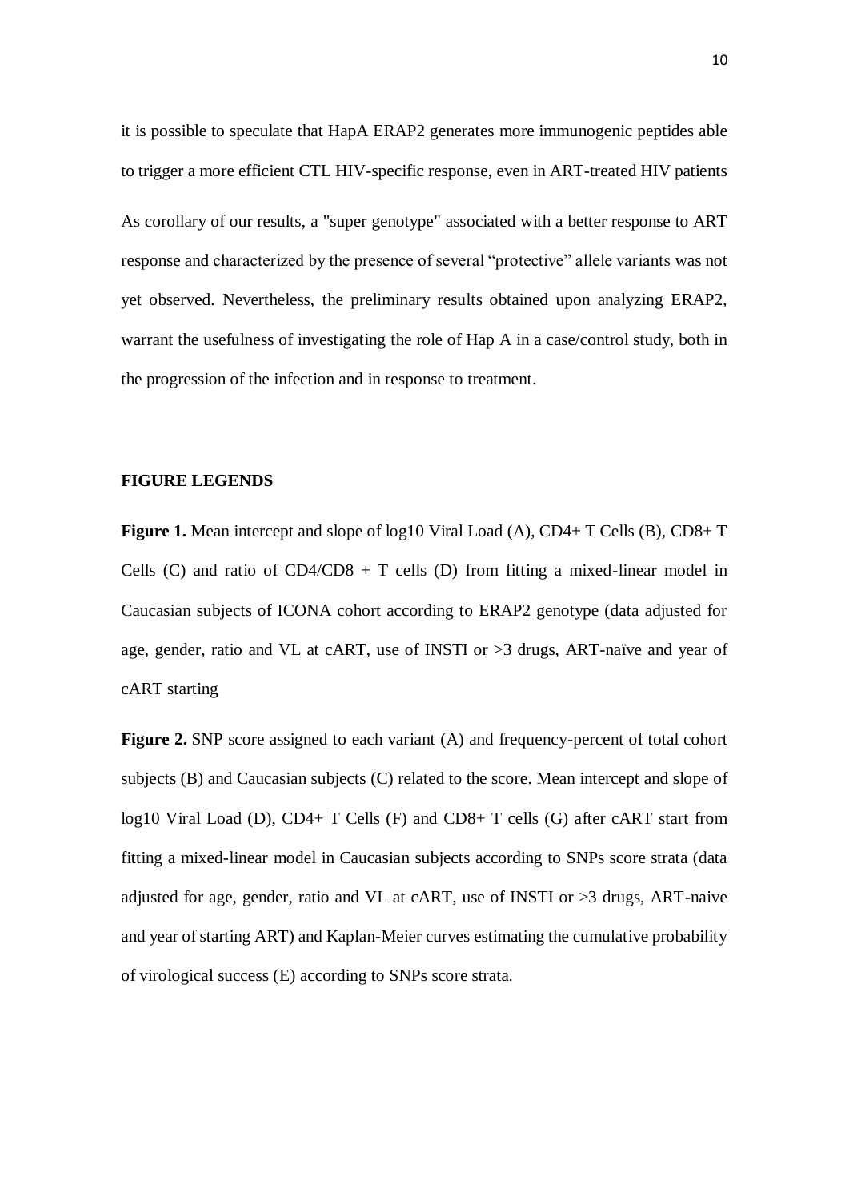it is possible to speculate that HapA ERAP2 generates more immunogenic peptides able to trigger a more efficient CTL HIV-specific response, even in ART-treated HIV patients

As corollary of our results, a "super genotype" associated with a better response to ART response and characterized by the presence of several "protective" allele variants was not yet observed. Nevertheless, the preliminary results obtained upon analyzing ERAP2, warrant the usefulness of investigating the role of Hap A in a case/control study, both in the progression of the infection and in response to treatment.

## FIGURE LEGENDS

**Figure 1.** Mean intercept and slope of log10 Viral Load (A), CD4+ T Cells (B), CD8+ T Cells (C) and ratio of CD4/CD8 + T cells (D) from fitting a mixed-linear model in Caucasian subjects of ICONA cohort according to ERAP2 genotype (data adjusted for age, gender, ratio and VL at cART, use of INSTI or >3 drugs, ART-naïve and year of cART starting

**Figure 2.** SNP score assigned to each variant (A) and frequency-percent of total cohort subjects (B) and Caucasian subjects (C) related to the score. Mean intercept and slope of log10 Viral Load (D), CD4+ T Cells (F) and CD8+ T cells (G) after cART start from fitting a mixed-linear model in Caucasian subjects according to SNPs score strata (data adjusted for age, gender, ratio and VL at cART, use of INSTI or >3 drugs, ART-naive and year of starting ART) and Kaplan-Meier curves estimating the cumulative probability of virological success (E) according to SNPs score strata.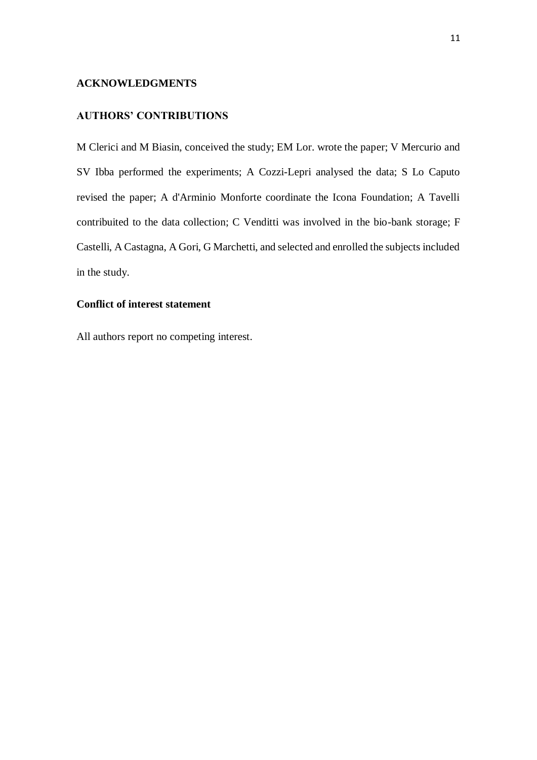## ACKNOWLEDGMENTS

## AUTHORS' CONTRIBUTIONS

M Clerici and M Biasin, conceived the study; EM Lor. wrote the paper; V Mercurio and SV Ibba performed the experiments; A Cozzi-Lepri analysed the data; S Lo Caputo revised the paper; A d'Arminio Monforte coordinate the Icona Foundation; A Tavelli contribuited to the data collection; C Venditti was involved in the bio-bank storage; F Castelli, A Castagna, A Gori, G Marchetti, and selected and enrolled the subjects included in the study.

### Conflict of interest statement

All authors report no competing interest.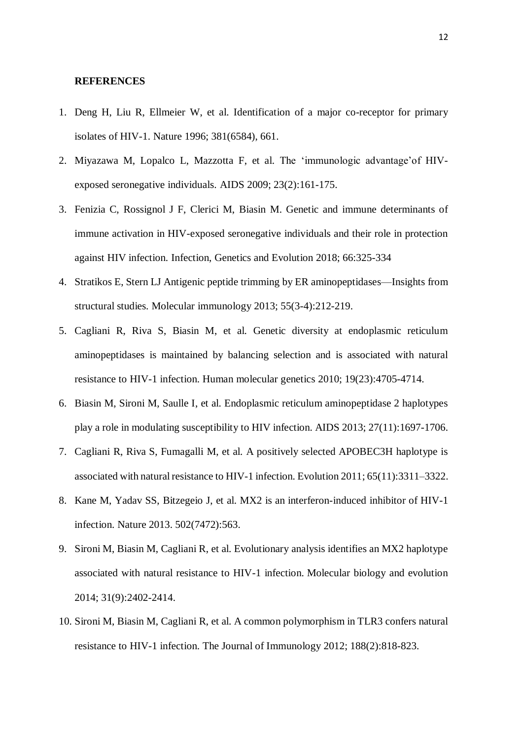**REFERENCES**

1. Deng H, Liu R, Ellmeier W, et al. Identification of a major co-receptor for primary isolates of HIV-1. Nature 1996; 381(6584), 661.
2. Miyazawa M, Lopalco L, Mazzotta F, et al. The 'immunologic advantage'of HIV-exposed seronegative individuals. AIDS 2009; 23(2):161-175.
3. Fenizia C, Rossignol J F, Clerici M, Biasin M. Genetic and immune determinants of immune activation in HIV-exposed seronegative individuals and their role in protection against HIV infection. Infection, Genetics and Evolution 2018; 66:325-334
4. Stratikos E, Stern LJ Antigenic peptide trimming by ER aminopeptidases—Insights from structural studies. Molecular immunology 2013; 55(3-4):212-219.
5. Cagliani R, Riva S, Biasin M, et al. Genetic diversity at endoplasmic reticulum aminopeptidases is maintained by balancing selection and is associated with natural resistance to HIV-1 infection. Human molecular genetics 2010; 19(23):4705-4714.
6. Biasin M, Sironi M, Saulle I, et al. Endoplasmic reticulum aminopeptidase 2 haplotypes play a role in modulating susceptibility to HIV infection. AIDS 2013; 27(11):1697-1706.
7. Cagliani R, Riva S, Fumagalli M, et al. A positively selected APOBEC3H haplotype is associated with natural resistance to HIV-1 infection. Evolution 2011; 65(11):3311–3322.
8. Kane M, Yadav SS, Bitzegeio J, et al. MX2 is an interferon-induced inhibitor of HIV-1 infection. Nature 2013. 502(7472):563.
9. Sironi M, Biasin M, Cagliani R, et al. Evolutionary analysis identifies an MX2 haplotype associated with natural resistance to HIV-1 infection. Molecular biology and evolution 2014; 31(9):2402-2414.
10. Sironi M, Biasin M, Cagliani R, et al. A common polymorphism in TLR3 confers natural resistance to HIV-1 infection. The Journal of Immunology 2012; 188(2):818-823.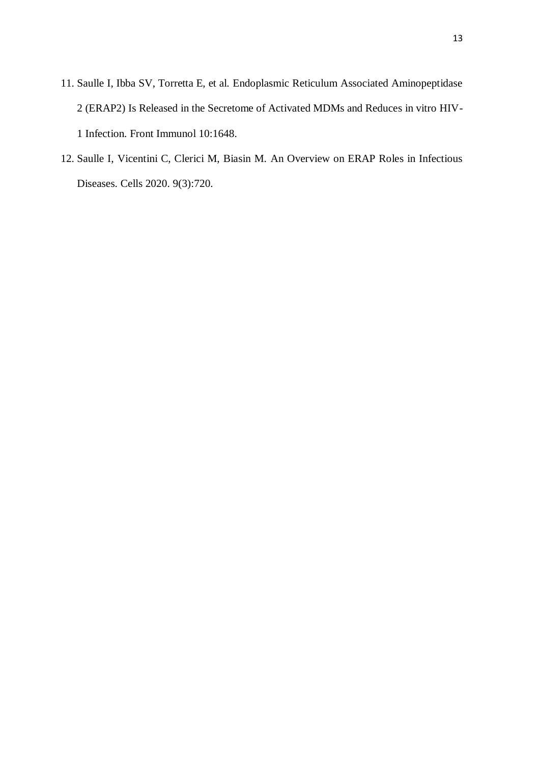11. Saulle I, Ibba SV, Torretta E, et al. Endoplasmic Reticulum Associated Aminopeptidase 2 (ERAP2) Is Released in the Secretome of Activated MDMs and Reduces in vitro HIV-1 Infection. Front Immunol 10:1648.
12. Saulle I, Vicentini C, Clerici M, Biasin M. An Overview on ERAP Roles in Infectious Diseases. Cells 2020. 9(3):720.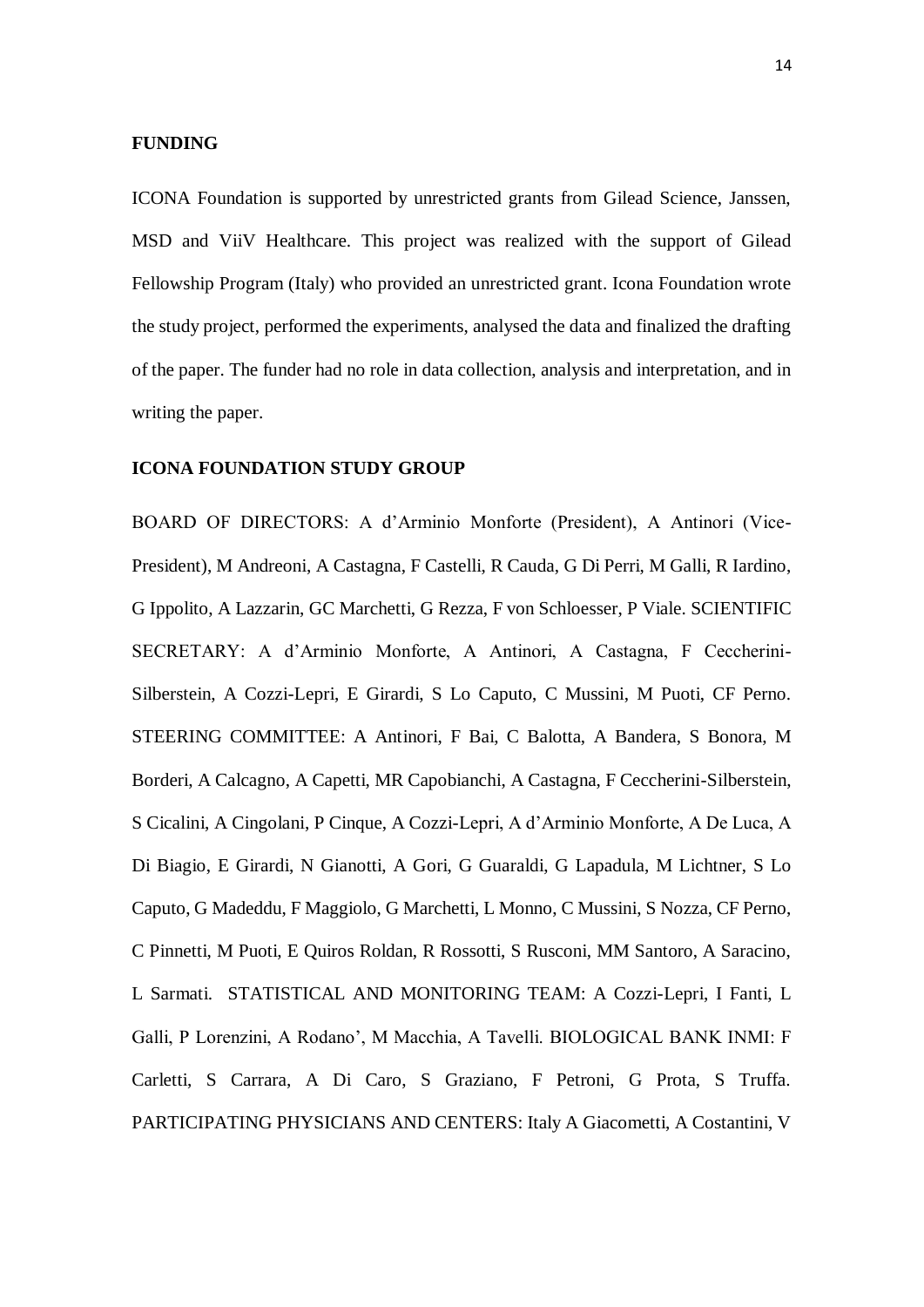## FUNDING

ICONA Foundation is supported by unrestricted grants from Gilead Science, Janssen, MSD and ViiV Healthcare. This project was realized with the support of Gilead Fellowship Program (Italy) who provided an unrestricted grant. Icona Foundation wrote the study project, performed the experiments, analysed the data and finalized the drafting of the paper. The funder had no role in data collection, analysis and interpretation, and in writing the paper.

## ICONA FOUNDATION STUDY GROUP

BOARD OF DIRECTORS: A d'Arminio Monforte (President), A Antinori (Vice-President), M Andreoni, A Castagna, F Castelli, R Cauda, G Di Perri, M Galli, R Iardino, G Ippolito, A Lazzarin, GC Marchetti, G Rezza, F von Schloesser, P Viale. SCIENTIFIC SECRETARY: A d'Arminio Monforte, A Antinori, A Castagna, F Ceccherini-Silberstein, A Cozzi-Lepri, E Girardi, S Lo Caputo, C Mussini, M Puoti, CF Perno. STEERING COMMITTEE: A Antinori, F Bai, C Balotta, A Bandera, S Bonora, M Borderi, A Calcagno, A Capetti, MR Capobianchi, A Castagna, F Ceccherini-Silberstein, S Cicalini, A Cingolani, P Cinque, A Cozzi-Lepri, A d'Arminio Monforte, A De Luca, A Di Biagio, E Girardi, N Gianotti, A Gori, G Guaraldi, G Lapadula, M Lichtner, S Lo Caputo, G Madeddu, F Maggiolo, G Marchetti, L Monno, C Mussini, S Nozza, CF Perno, C Pinnetti, M Puoti, E Quiros Roldan, R Rossotti, S Rusconi, MM Santoro, A Saracino, L Sarmati. STATISTICAL AND MONITORING TEAM: A Cozzi-Lepri, I Fanti, L Galli, P Lorenzini, A Rodano', M Macchia, A Tavelli. BIOLOGICAL BANK INMI: F Carletti, S Carrara, A Di Caro, S Graziano, F Petroni, G Prota, S Truffa. PARTICIPATING PHYSICIANS AND CENTERS: Italy A Giacometti, A Costantini, V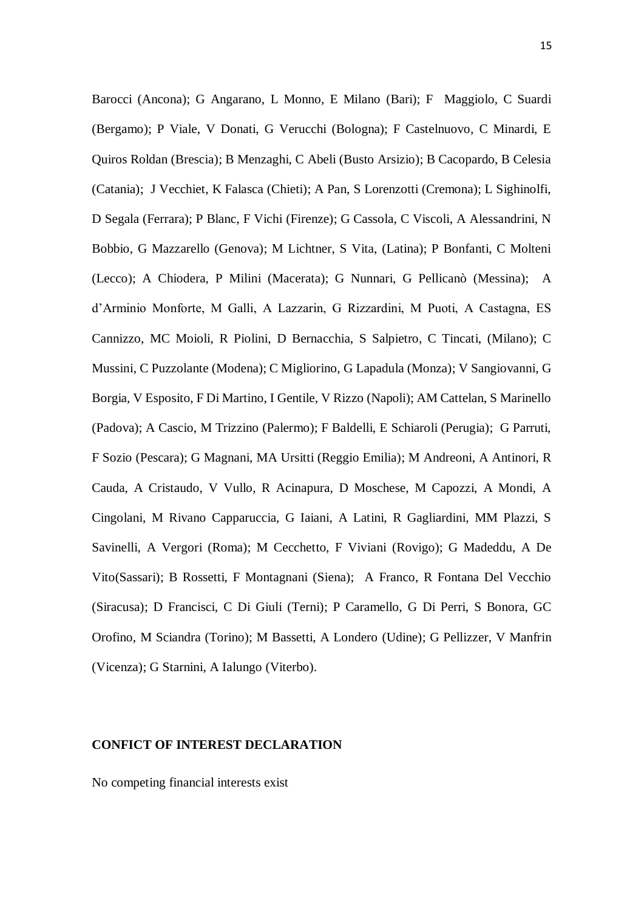Barocci (Ancona); G Angarano, L Monno, E Milano (Bari); F Maggiolo, C Suardi (Bergamo); P Viale, V Donati, G Verucchi (Bologna); F Castelnuovo, C Minardi, E Quiros Roldan (Brescia); B Menzaghi, C Abeli (Busto Arsizio); B Cacopardo, B Celesia (Catania); J Vecchiet, K Falasca (Chieti); A Pan, S Lorenzotti (Cremona); L Sighinolfi, D Segala (Ferrara); P Blanc, F Vichi (Firenze); G Cassola, C Viscoli, A Alessandrini, N Bobbio, G Mazzarello (Genova); M Lichtner, S Vita, (Latina); P Bonfanti, C Molteni (Lecco); A Chiodera, P Milini (Macerata); G Nunnari, G Pellicanò (Messina); A d'Arminio Monforte, M Galli, A Lazzarin, G Rizzardini, M Puoti, A Castagna, ES Cannizzo, MC Moioli, R Piolini, D Bernacchia, S Salpietro, C Tincati, (Milano); C Mussini, C Puzzolante (Modena); C Migliorino, G Lapadula (Monza); V Sangiovanni, G Borgia, V Esposito, F Di Martino, I Gentile, V Rizzo (Napoli); AM Cattelan, S Marinello (Padova); A Cascio, M Trizzino (Palermo); F Baldelli, E Schiaroli (Perugia); G Parruti, F Sozio (Pescara); G Magnani, MA Ursitti (Reggio Emilia); M Andreoni, A Antinori, R Cauda, A Cristaudo, V Vullo, R Acinapura, D Moschese, M Capozzi, A Mondi, A Cingolani, M Rivano Capparuccia, G Iaiani, A Latini, R Gagliardini, MM Plazzi, S Savinelli, A Vergori (Roma); M Cecchetto, F Viviani (Rovigo); G Madeddu, A De Vito(Sassari); B Rossetti, F Montagnani (Siena); A Franco, R Fontana Del Vecchio (Siracusa); D Francisci, C Di Giuli (Terni); P Caramello, G Di Perri, S Bonora, GC Orofino, M Sciandra (Torino); M Bassetti, A Londero (Udine); G Pellizzer, V Manfrin (Vicenza); G Starnini, A Ialungo (Viterbo).

**CONFICT OF INTEREST DECLARATION**

No competing financial interests exist